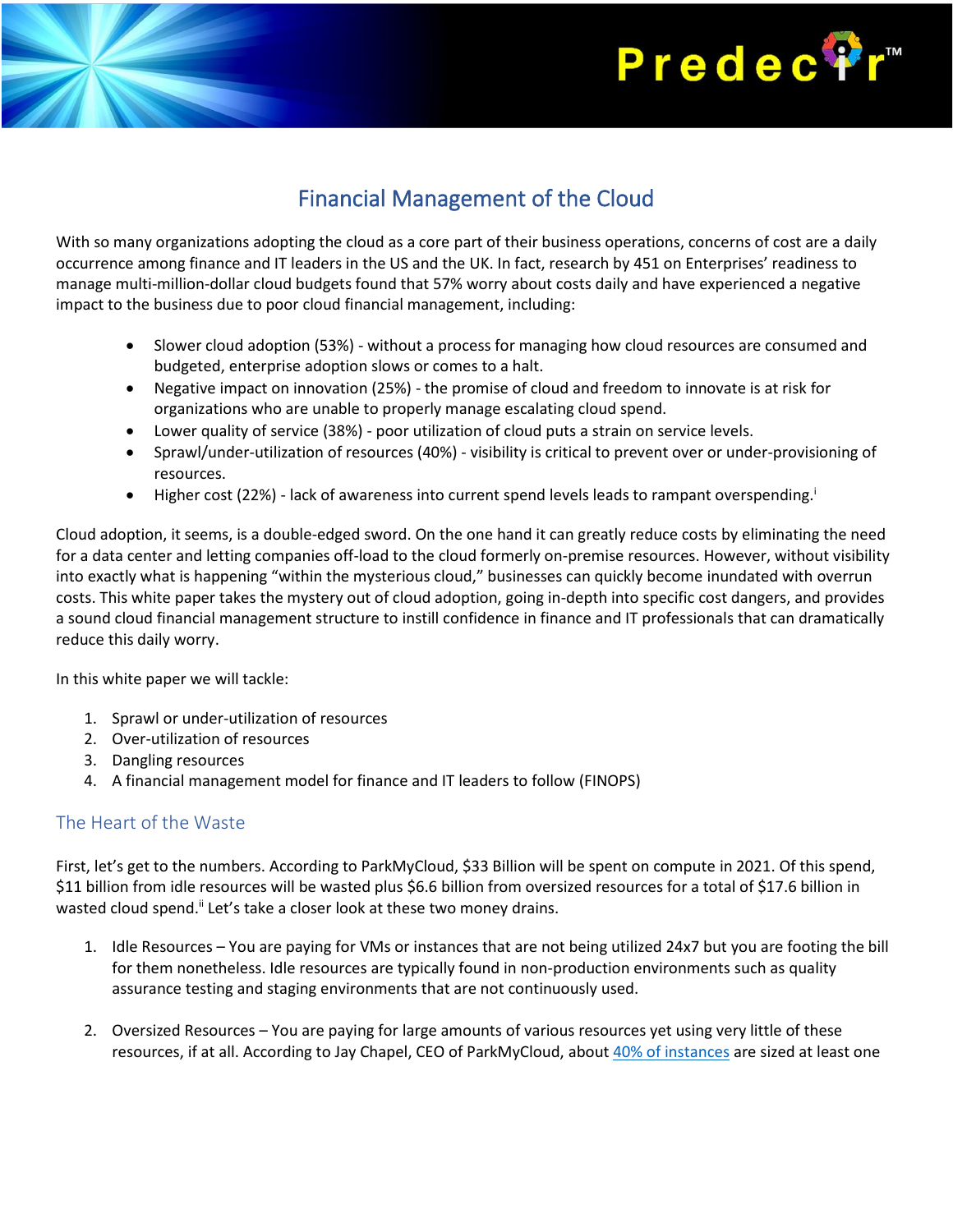# Financial Management of the Cloud

With so many organizations adopting the cloud as a core part of their business operations, concerns of cost are a daily occurrence among finance and IT leaders in the US and the UK. In fact, research by 451 on Enterprises' readiness to manage multi-million-dollar cloud budgets found that 57% worry about costs daily and have experienced a negative impact to the business due to poor cloud financial management, including:

- Slower cloud adoption (53%) - without a process for managing how cloud resources are consumed and budgeted, enterprise adoption slows or comes to a halt.
- Negative impact on innovation (25%) - the promise of cloud and freedom to innovate is at risk for organizations who are unable to properly manage escalating cloud spend.
- Lower quality of service (38%) - poor utilization of cloud puts a strain on service levels.
- Sprawl/under-utilization of resources (40%) - visibility is critical to prevent over or under-provisioning of resources.
- Higher cost (22%) - lack of awareness into current spend levels leads to rampant overspending.[i]

Cloud adoption, it seems, is a double-edged sword. On the one hand it can greatly reduce costs by eliminating the need for a data center and letting companies off-load to the cloud formerly on-premise resources. However, without visibility into exactly what is happening "within the mysterious cloud," businesses can quickly become inundated with overrun costs. This white paper takes the mystery out of cloud adoption, going in-depth into specific cost dangers, and provides a sound cloud financial management structure to instill confidence in finance and IT professionals that can dramatically reduce this daily worry.

In this white paper we will tackle:

1. Sprawl or under-utilization of resources
2. Over-utilization of resources
3. Dangling resources
4. A financial management model for finance and IT leaders to follow (FINOPS)

## The Heart of the Waste

First, let's get to the numbers. According to ParkMyCloud, $33 Billion will be spent on compute in 2021. Of this spend, $11 billion from idle resources will be wasted plus $6.6 billion from oversized resources for a total of $17.6 billion in wasted cloud spend.[ii] Let's take a closer look at these two money drains.

1. Idle Resources – You are paying for VMs or instances that are not being utilized 24x7 but you are footing the bill for them nonetheless. Idle resources are typically found in non-production environments such as quality assurance testing and staging environments that are not continuously used.

2. Oversized Resources – You are paying for large amounts of various resources yet using very little of these resources, if at all. According to Jay Chapel, CEO of ParkMyCloud, about 40% of instances are sized at least one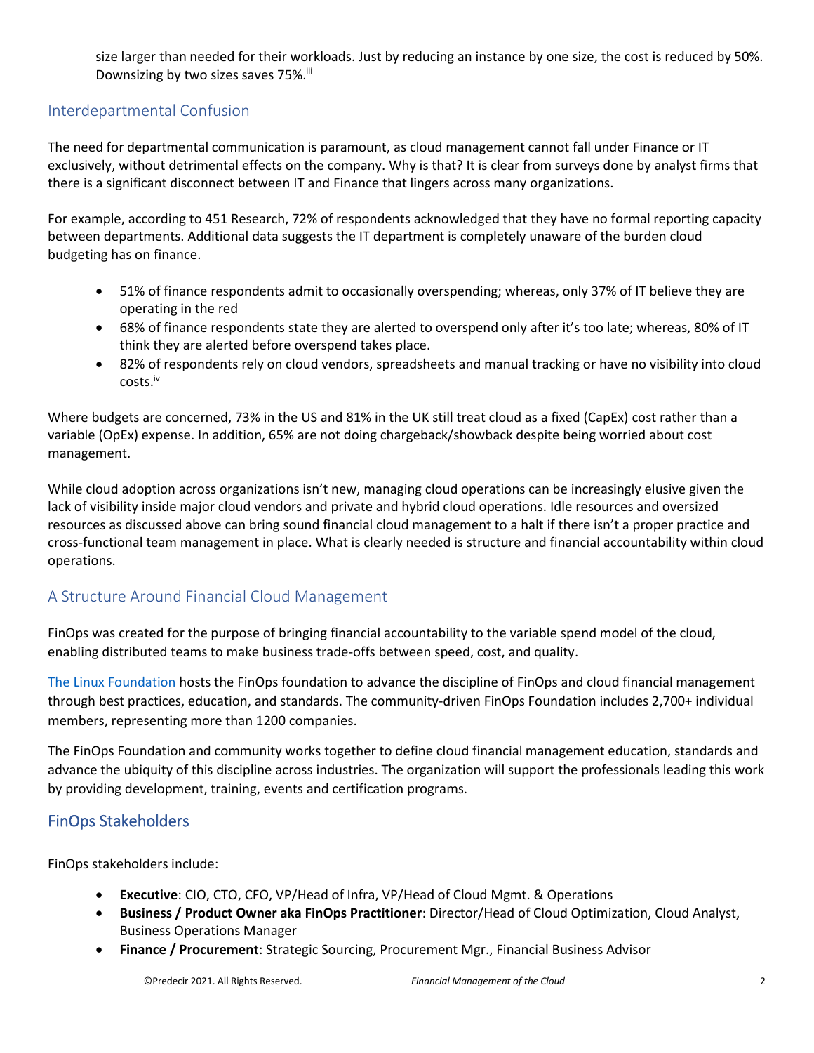size larger than needed for their workloads. Just by reducing an instance by one size, the cost is reduced by 50%. Downsizing by two sizes saves 75%.[iii]

## Interdepartmental Confusion

The need for departmental communication is paramount, as cloud management cannot fall under Finance or IT exclusively, without detrimental effects on the company. Why is that? It is clear from surveys done by analyst firms that there is a significant disconnect between IT and Finance that lingers across many organizations.

For example, according to 451 Research, 72% of respondents acknowledged that they have no formal reporting capacity between departments. Additional data suggests the IT department is completely unaware of the burden cloud budgeting has on finance.

- 51% of finance respondents admit to occasionally overspending; whereas, only 37% of IT believe they are operating in the red
- 68% of finance respondents state they are alerted to overspend only after it's too late; whereas, 80% of IT think they are alerted before overspend takes place.
- 82% of respondents rely on cloud vendors, spreadsheets and manual tracking or have no visibility into cloud costs.[iv]

Where budgets are concerned, 73% in the US and 81% in the UK still treat cloud as a fixed (CapEx) cost rather than a variable (OpEx) expense. In addition, 65% are not doing chargeback/showback despite being worried about cost management.

While cloud adoption across organizations isn't new, managing cloud operations can be increasingly elusive given the lack of visibility inside major cloud vendors and private and hybrid cloud operations. Idle resources and oversized resources as discussed above can bring sound financial cloud management to a halt if there isn't a proper practice and cross-functional team management in place. What is clearly needed is structure and financial accountability within cloud operations.

## A Structure Around Financial Cloud Management

FinOps was created for the purpose of bringing financial accountability to the variable spend model of the cloud, enabling distributed teams to make business trade-offs between speed, cost, and quality.

[The Linux Foundation](#) hosts the FinOps foundation to advance the discipline of FinOps and cloud financial management through best practices, education, and standards. The community-driven FinOps Foundation includes 2,700+ individual members, representing more than 1200 companies.

The FinOps Foundation and community works together to define cloud financial management education, standards and advance the ubiquity of this discipline across industries. The organization will support the professionals leading this work by providing development, training, events and certification programs.

## FinOps Stakeholders

FinOps stakeholders include:

- **Executive**: CIO, CTO, CFO, VP/Head of Infra, VP/Head of Cloud Mgmt. & Operations
- **Business / Product Owner aka FinOps Practitioner**: Director/Head of Cloud Optimization, Cloud Analyst, Business Operations Manager
- **Finance / Procurement**: Strategic Sourcing, Procurement Mgr., Financial Business Advisor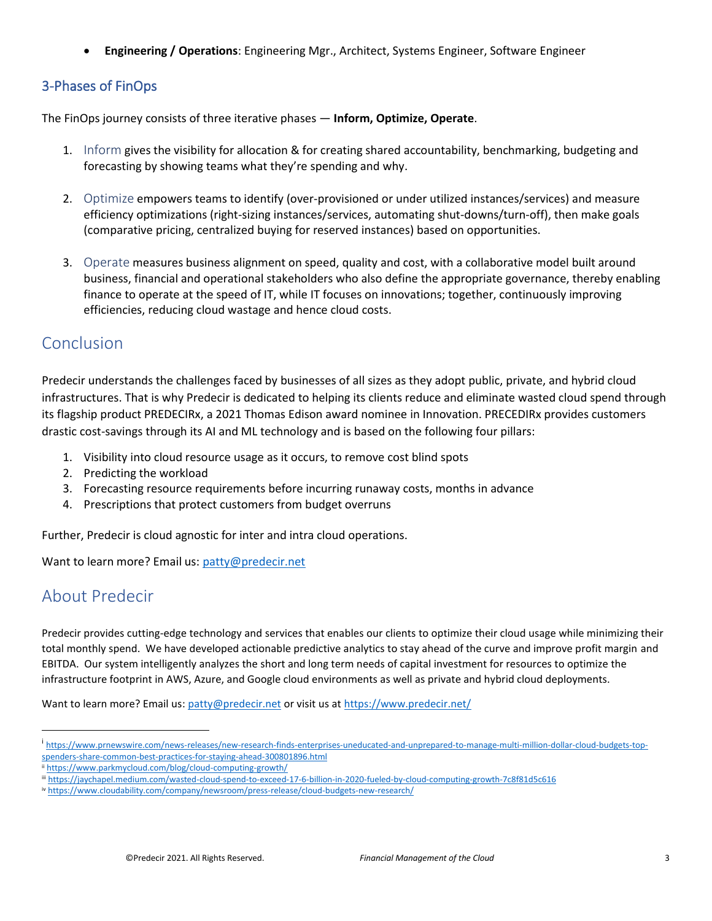- **Engineering / Operations**: Engineering Mgr., Architect, Systems Engineer, Software Engineer

### 3-Phases of FinOps

The FinOps journey consists of three iterative phases — **Inform, Optimize, Operate**.

1. Inform gives the visibility for allocation & for creating shared accountability, benchmarking, budgeting and forecasting by showing teams what they're spending and why.

2. Optimize empowers teams to identify (over-provisioned or under utilized instances/services) and measure efficiency optimizations (right-sizing instances/services, automating shut-downs/turn-off), then make goals (comparative pricing, centralized buying for reserved instances) based on opportunities.

3. Operate measures business alignment on speed, quality and cost, with a collaborative model built around business, financial and operational stakeholders who also define the appropriate governance, thereby enabling finance to operate at the speed of IT, while IT focuses on innovations; together, continuously improving efficiencies, reducing cloud wastage and hence cloud costs.

## Conclusion

Predecir understands the challenges faced by businesses of all sizes as they adopt public, private, and hybrid cloud infrastructures. That is why Predecir is dedicated to helping its clients reduce and eliminate wasted cloud spend through its flagship product PREDECIRx, a 2021 Thomas Edison award nominee in Innovation. PRECEDIRx provides customers drastic cost-savings through its AI and ML technology and is based on the following four pillars:

1. Visibility into cloud resource usage as it occurs, to remove cost blind spots
2. Predicting the workload
3. Forecasting resource requirements before incurring runaway costs, months in advance
4. Prescriptions that protect customers from budget overruns

Further, Predecir is cloud agnostic for inter and intra cloud operations.

Want to learn more? Email us: patty@predecir.net

## About Predecir

Predecir provides cutting-edge technology and services that enables our clients to optimize their cloud usage while minimizing their total monthly spend. We have developed actionable predictive analytics to stay ahead of the curve and improve profit margin and EBITDA. Our system intelligently analyzes the short and long term needs of capital investment for resources to optimize the infrastructure footprint in AWS, Azure, and Google cloud environments as well as private and hybrid cloud deployments.

Want to learn more? Email us: patty@predecir.net or visit us at https://www.predecir.net/

---

[i] https://www.prnewswire.com/news-releases/new-research-finds-enterprises-uneducated-and-unprepared-to-manage-multi-million-dollar-cloud-budgets-top-spenders-share-common-best-practices-for-staying-ahead-300801896.html
[ii] https://www.parkmycloud.com/blog/cloud-computing-growth/
[iii] https://jaychapel.medium.com/wasted-cloud-spend-to-exceed-17-6-billion-in-2020-fueled-by-cloud-computing-growth-7c8f81d5c616
[iv] https://www.cloudability.com/company/newsroom/press-release/cloud-budgets-new-research/